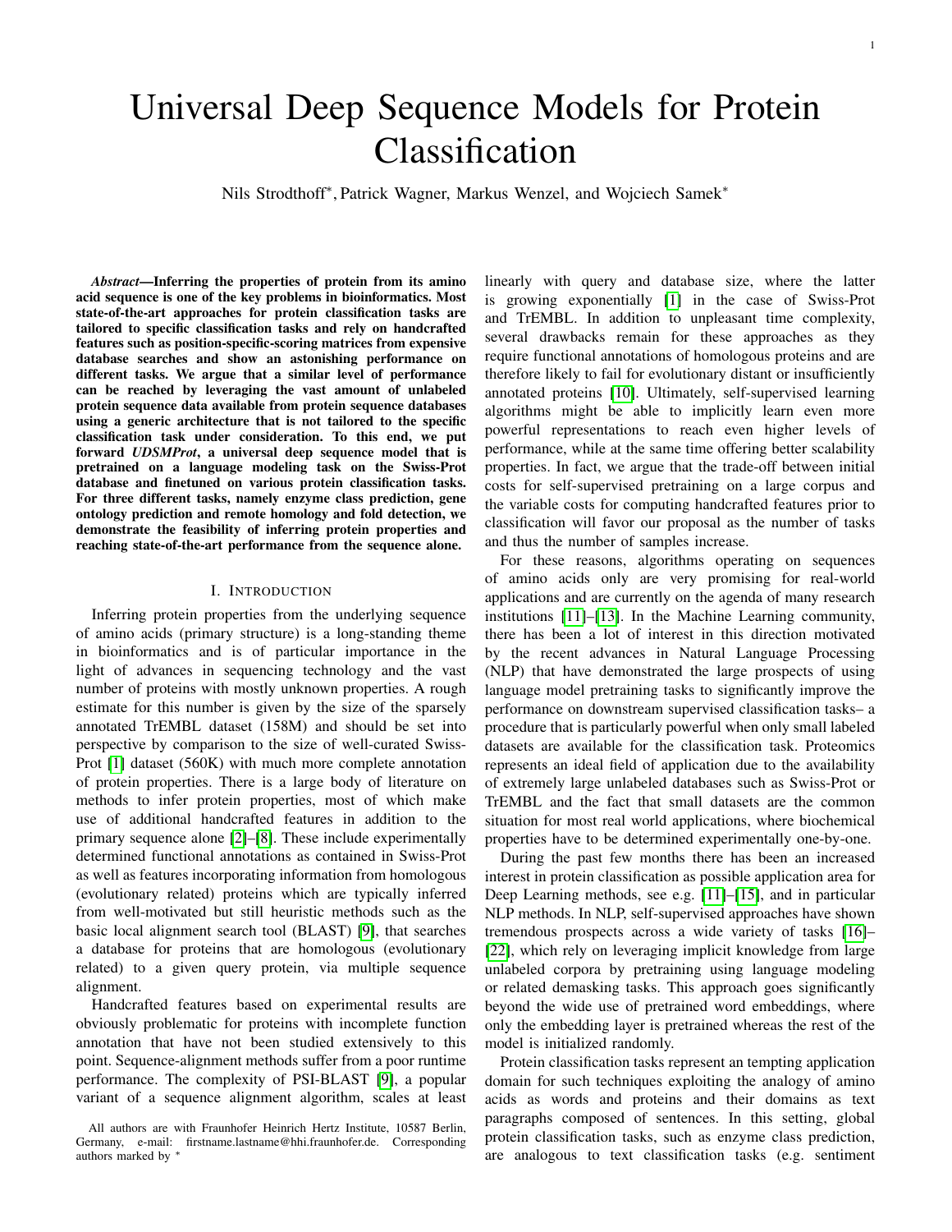# Universal Deep Sequence Models for Protein Classification

Nils Strodthoff*, Patrick Wagner, Markus Wenzel, and Wojciech Samek*

***Abstract*—Inferring the properties of protein from its amino acid sequence is one of the key problems in bioinformatics. Most state-of-the-art approaches for protein classification tasks are tailored to specific classification tasks and rely on handcrafted features such as position-specific-scoring matrices from expensive database searches and show an astonishing performance on different tasks. We argue that a similar level of performance can be reached by leveraging the vast amount of unlabeled protein sequence data available from protein sequence databases using a generic architecture that is not tailored to the specific classification task under consideration. To this end, we put forward *UDSMProt*, a universal deep sequence model that is pretrained on a language modeling task on the Swiss-Prot database and finetuned on various protein classification tasks. For three different tasks, namely enzyme class prediction, gene ontology prediction and remote homology and fold detection, we demonstrate the feasibility of inferring protein properties and reaching state-of-the-art performance from the sequence alone.**

## I. Introduction

Inferring protein properties from the underlying sequence of amino acids (primary structure) is a long-standing theme in bioinformatics and is of particular importance in the light of advances in sequencing technology and the vast number of proteins with mostly unknown properties. A rough estimate for this number is given by the size of the sparsely annotated TrEMBL dataset (158M) and should be set into perspective by comparison to the size of well-curated Swiss-Prot [1] dataset (560K) with much more complete annotation of protein properties. There is a large body of literature on methods to infer protein properties, most of which make use of additional handcrafted features in addition to the primary sequence alone [2]–[8]. These include experimentally determined functional annotations as contained in Swiss-Prot as well as features incorporating information from homologous (evolutionary related) proteins which are typically inferred from well-motivated but still heuristic methods such as the basic local alignment search tool (BLAST) [9], that searches a database for proteins that are homologous (evolutionary related) to a given query protein, via multiple sequence alignment.

Handcrafted features based on experimental results are obviously problematic for proteins with incomplete function annotation that have not been studied extensively to this point. Sequence-alignment methods suffer from a poor runtime performance. The complexity of PSI-BLAST [9], a popular variant of a sequence alignment algorithm, scales at least linearly with query and database size, where the latter is growing exponentially [1] in the case of Swiss-Prot and TrEMBL. In addition to unpleasant time complexity, several drawbacks remain for these approaches as they require functional annotations of homologous proteins and are therefore likely to fail for evolutionary distant or insufficiently annotated proteins [10]. Ultimately, self-supervised learning algorithms might be able to implicitly learn even more powerful representations to reach even higher levels of performance, while at the same time offering better scalability properties. In fact, we argue that the trade-off between initial costs for self-supervised pretraining on a large corpus and the variable costs for computing handcrafted features prior to classification will favor our proposal as the number of tasks and thus the number of samples increase.

For these reasons, algorithms operating on sequences of amino acids only are very promising for real-world applications and are currently on the agenda of many research institutions [11]–[13]. In the Machine Learning community, there has been a lot of interest in this direction motivated by the recent advances in Natural Language Processing (NLP) that have demonstrated the large prospects of using language model pretraining tasks to significantly improve the performance on downstream supervised classification tasks– a procedure that is particularly powerful when only small labeled datasets are available for the classification task. Proteomics represents an ideal field of application due to the availability of extremely large unlabeled databases such as Swiss-Prot or TrEMBL and the fact that small datasets are the common situation for most real world applications, where biochemical properties have to be determined experimentally one-by-one.

During the past few months there has been an increased interest in protein classification as possible application area for Deep Learning methods, see e.g. [11]–[15], and in particular NLP methods. In NLP, self-supervised approaches have shown tremendous prospects across a wide variety of tasks [16]–[22], which rely on leveraging implicit knowledge from large unlabeled corpora by pretraining using language modeling or related demasking tasks. This approach goes significantly beyond the wide use of pretrained word embeddings, where only the embedding layer is pretrained whereas the rest of the model is initialized randomly.

Protein classification tasks represent an tempting application domain for such techniques exploiting the analogy of amino acids as words and proteins and their domains as text paragraphs composed of sentences. In this setting, global protein classification tasks, such as enzyme class prediction, are analogous to text classification tasks (e.g. sentiment

All authors are with Fraunhofer Heinrich Hertz Institute, 10587 Berlin, Germany, e-mail: firstname.lastname@hhi.fraunhofer.de. Corresponding authors marked by *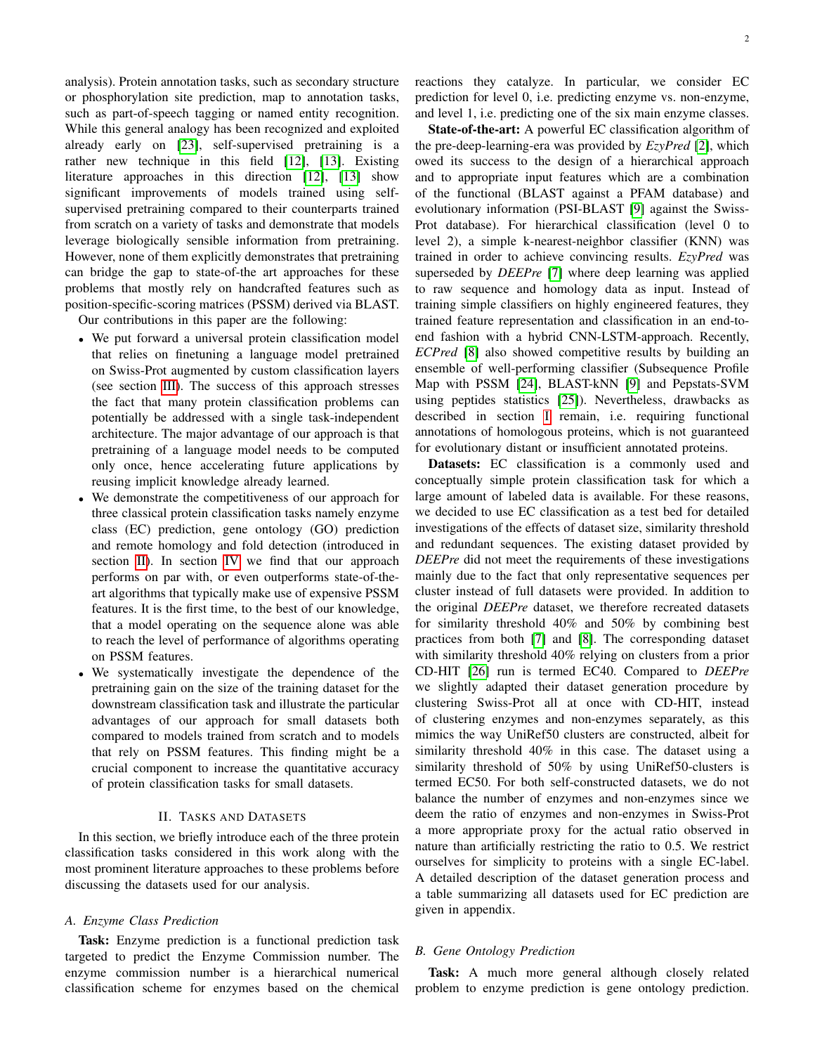analysis). Protein annotation tasks, such as secondary structure or phosphorylation site prediction, map to annotation tasks, such as part-of-speech tagging or named entity recognition. While this general analogy has been recognized and exploited already early on [23], self-supervised pretraining is a rather new technique in this field [12], [13]. Existing literature approaches in this direction [12], [13] show significant improvements of models trained using self-supervised pretraining compared to their counterparts trained from scratch on a variety of tasks and demonstrate that models leverage biologically sensible information from pretraining. However, none of them explicitly demonstrates that pretraining can bridge the gap to state-of-the art approaches for these problems that mostly rely on handcrafted features such as position-specific-scoring matrices (PSSM) derived via BLAST.

Our contributions in this paper are the following:

- We put forward a universal protein classification model that relies on finetuning a language model pretrained on Swiss-Prot augmented by custom classification layers (see section III). The success of this approach stresses the fact that many protein classification problems can potentially be addressed with a single task-independent architecture. The major advantage of our approach is that pretraining of a language model needs to be computed only once, hence accelerating future applications by reusing implicit knowledge already learned.
- We demonstrate the competitiveness of our approach for three classical protein classification tasks namely enzyme class (EC) prediction, gene ontology (GO) prediction and remote homology and fold detection (introduced in section II). In section IV we find that our approach performs on par with, or even outperforms state-of-the-art algorithms that typically make use of expensive PSSM features. It is the first time, to the best of our knowledge, that a model operating on the sequence alone was able to reach the level of performance of algorithms operating on PSSM features.
- We systematically investigate the dependence of the pretraining gain on the size of the training dataset for the downstream classification task and illustrate the particular advantages of our approach for small datasets both compared to models trained from scratch and to models that rely on PSSM features. This finding might be a crucial component to increase the quantitative accuracy of protein classification tasks for small datasets.

## II. Tasks and Datasets

In this section, we briefly introduce each of the three protein classification tasks considered in this work along with the most prominent literature approaches to these problems before discussing the datasets used for our analysis.

### A. Enzyme Class Prediction

**Task:** Enzyme prediction is a functional prediction task targeted to predict the Enzyme Commission number. The enzyme commission number is a hierarchical numerical classification scheme for enzymes based on the chemical reactions they catalyze. In particular, we consider EC prediction for level 0, i.e. predicting enzyme vs. non-enzyme, and level 1, i.e. predicting one of the six main enzyme classes.

**State-of-the-art:** A powerful EC classification algorithm of the pre-deep-learning-era was provided by *EzyPred* [2], which owed its success to the design of a hierarchical approach and to appropriate input features which are a combination of the functional (BLAST against a PFAM database) and evolutionary information (PSI-BLAST [9] against the Swiss-Prot database). For hierarchical classification (level 0 to level 2), a simple k-nearest-neighbor classifier (KNN) was trained in order to achieve convincing results. *EzyPred* was superseded by *DEEPre* [7] where deep learning was applied to raw sequence and homology data as input. Instead of training simple classifiers on highly engineered features, they trained feature representation and classification in an end-to-end fashion with a hybrid CNN-LSTM-approach. Recently, *ECPred* [8] also showed competitive results by building an ensemble of well-performing classifier (Subsequence Profile Map with PSSM [24], BLAST-kNN [9] and Pepstats-SVM using peptides statistics [25]). Nevertheless, drawbacks as described in section I remain, i.e. requiring functional annotations of homologous proteins, which is not guaranteed for evolutionary distant or insufficient annotated proteins.

**Datasets:** EC classification is a commonly used and conceptually simple protein classification task for which a large amount of labeled data is available. For these reasons, we decided to use EC classification as a test bed for detailed investigations of the effects of dataset size, similarity threshold and redundant sequences. The existing dataset provided by *DEEPre* did not meet the requirements of these investigations mainly due to the fact that only representative sequences per cluster instead of full datasets were provided. In addition to the original *DEEPre* dataset, we therefore recreated datasets for similarity threshold 40% and 50% by combining best practices from both [7] and [8]. The corresponding dataset with similarity threshold 40% relying on clusters from a prior CD-HIT [26] run is termed EC40. Compared to *DEEPre* we slightly adapted their dataset generation procedure by clustering Swiss-Prot all at once with CD-HIT, instead of clustering enzymes and non-enzymes separately, as this mimics the way UniRef50 clusters are constructed, albeit for similarity threshold 40% in this case. The dataset using a similarity threshold of 50% by using UniRef50-clusters is termed EC50. For both self-constructed datasets, we do not balance the number of enzymes and non-enzymes since we deem the ratio of enzymes and non-enzymes in Swiss-Prot a more appropriate proxy for the actual ratio observed in nature than artificially restricting the ratio to 0.5. We restrict ourselves for simplicity to proteins with a single EC-label. A detailed description of the dataset generation process and a table summarizing all datasets used for EC prediction are given in appendix.

### B. Gene Ontology Prediction

**Task:** A much more general although closely related problem to enzyme prediction is gene ontology prediction.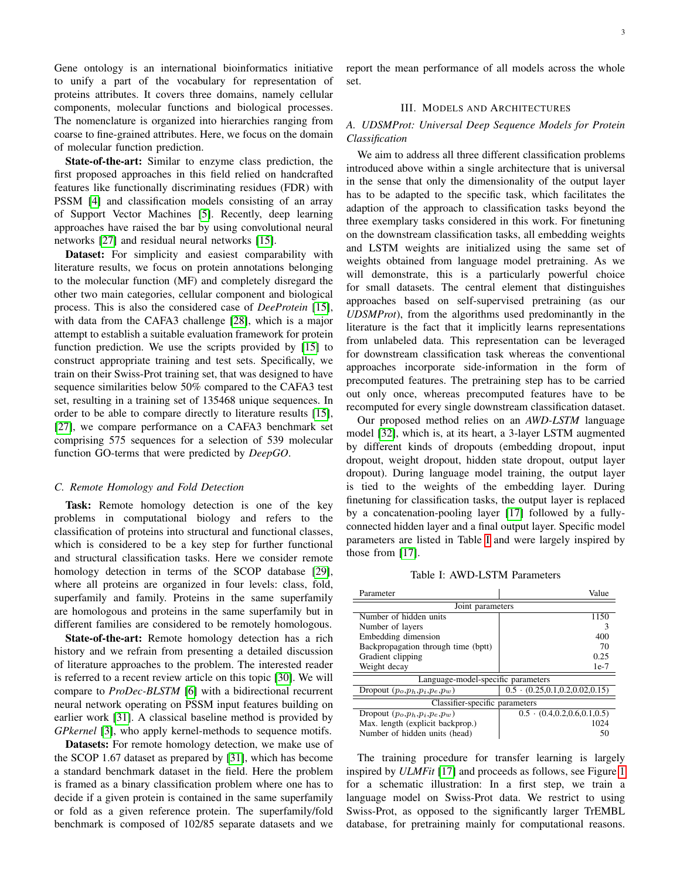Gene ontology is an international bioinformatics initiative to unify a part of the vocabulary for representation of proteins attributes. It covers three domains, namely cellular components, molecular functions and biological processes. The nomenclature is organized into hierarchies ranging from coarse to fine-grained attributes. Here, we focus on the domain of molecular function prediction.

**State-of-the-art:** Similar to enzyme class prediction, the first proposed approaches in this field relied on handcrafted features like functionally discriminating residues (FDR) with PSSM [4] and classification models consisting of an array of Support Vector Machines [5]. Recently, deep learning approaches have raised the bar by using convolutional neural networks [27] and residual neural networks [15].

**Dataset:** For simplicity and easiest comparability with literature results, we focus on protein annotations belonging to the molecular function (MF) and completely disregard the other two main categories, cellular component and biological process. This is also the considered case of *DeeProtein* [15], with data from the CAFA3 challenge [28], which is a major attempt to establish a suitable evaluation framework for protein function prediction. We use the scripts provided by [15] to construct appropriate training and test sets. Specifically, we train on their Swiss-Prot training set, that was designed to have sequence similarities below 50% compared to the CAFA3 test set, resulting in a training set of 135468 unique sequences. In order to be able to compare directly to literature results [15], [27], we compare performance on a CAFA3 benchmark set comprising 575 sequences for a selection of 539 molecular function GO-terms that were predicted by *DeepGO*.

### C. Remote Homology and Fold Detection

**Task:** Remote homology detection is one of the key problems in computational biology and refers to the classification of proteins into structural and functional classes, which is considered to be a key step for further functional and structural classification tasks. Here we consider remote homology detection in terms of the SCOP database [29], where all proteins are organized in four levels: class, fold, superfamily and family. Proteins in the same superfamily are homologous and proteins in the same superfamily but in different families are considered to be remotely homologous.

**State-of-the-art:** Remote homology detection has a rich history and we refrain from presenting a detailed discussion of literature approaches to the problem. The interested reader is referred to a recent review article on this topic [30]. We will compare to *ProDec-BLSTM* [6] with a bidirectional recurrent neural network operating on PSSM input features building on earlier work [31]. A classical baseline method is provided by *GPkernel* [3], who apply kernel-methods to sequence motifs.

**Datasets:** For remote homology detection, we make use of the SCOP 1.67 dataset as prepared by [31], which has become a standard benchmark dataset in the field. Here the problem is framed as a binary classification problem where one has to decide if a given protein is contained in the same superfamily or fold as a given reference protein. The superfamily/fold benchmark is composed of 102/85 separate datasets and we report the mean performance of all models across the whole set.

## III. Models and Architectures

### A. UDSMProt: Universal Deep Sequence Models for Protein Classification

We aim to address all three different classification problems introduced above within a single architecture that is universal in the sense that only the dimensionality of the output layer has to be adapted to the specific task, which facilitates the adaption of the approach to classification tasks beyond the three exemplary tasks considered in this work. For finetuning on the downstream classification tasks, all embedding weights and LSTM weights are initialized using the same set of weights obtained from language model pretraining. As we will demonstrate, this is a particularly powerful choice for small datasets. The central element that distinguishes approaches based on self-supervised pretraining (as our *UDSMProt*), from the algorithms used predominantly in the literature is the fact that it implicitly learns representations from unlabeled data. This representation can be leveraged for downstream classification task whereas the conventional approaches incorporate side-information in the form of precomputed features. The pretraining step has to be carried out only once, whereas precomputed features have to be recomputed for every single downstream classification dataset.

Our proposed method relies on an *AWD-LSTM* language model [32], which is, at its heart, a 3-layer LSTM augmented by different kinds of dropouts (embedding dropout, input dropout, weight dropout, hidden state dropout, output layer dropout). During language model training, the output layer is tied to the weights of the embedding layer. During finetuning for classification tasks, the output layer is replaced by a concatenation-pooling layer [17] followed by a fully-connected hidden layer and a final output layer. Specific model parameters are listed in Table I and were largely inspired by those from [17].

Table I: AWD-LSTM Parameters

| Parameter | Value |
|---|---|
| Joint parameters | |
| Number of hidden units | 1150 |
| Number of layers | 3 |
| Embedding dimension | 400 |
| Backpropagation through time (bptt) | 70 |
| Gradient clipping | 0.25 |
| Weight decay | 1e-7 |
| Language-model-specific parameters | |
| Dropout ($p_o$,$p_h$,$p_i$,$p_e$,$p_w$) | $0.5 \cdot$ (0.25,0.1,0.2,0.02,0.15) |
| Classifier-specific parameters | |
| Dropout ($p_o$,$p_h$,$p_i$,$p_e$,$p_w$) | $0.5 \cdot$ (0.4,0.2,0.6,0.1,0.5) |
| Max. length (explicit backprop.) | 1024 |
| Number of hidden units (head) | 50 |

The training procedure for transfer learning is largely inspired by *ULMFit* [17] and proceeds as follows, see Figure 1 for a schematic illustration: In a first step, we train a language model on Swiss-Prot data. We restrict to using Swiss-Prot, as opposed to the significantly larger TrEMBL database, for pretraining mainly for computational reasons.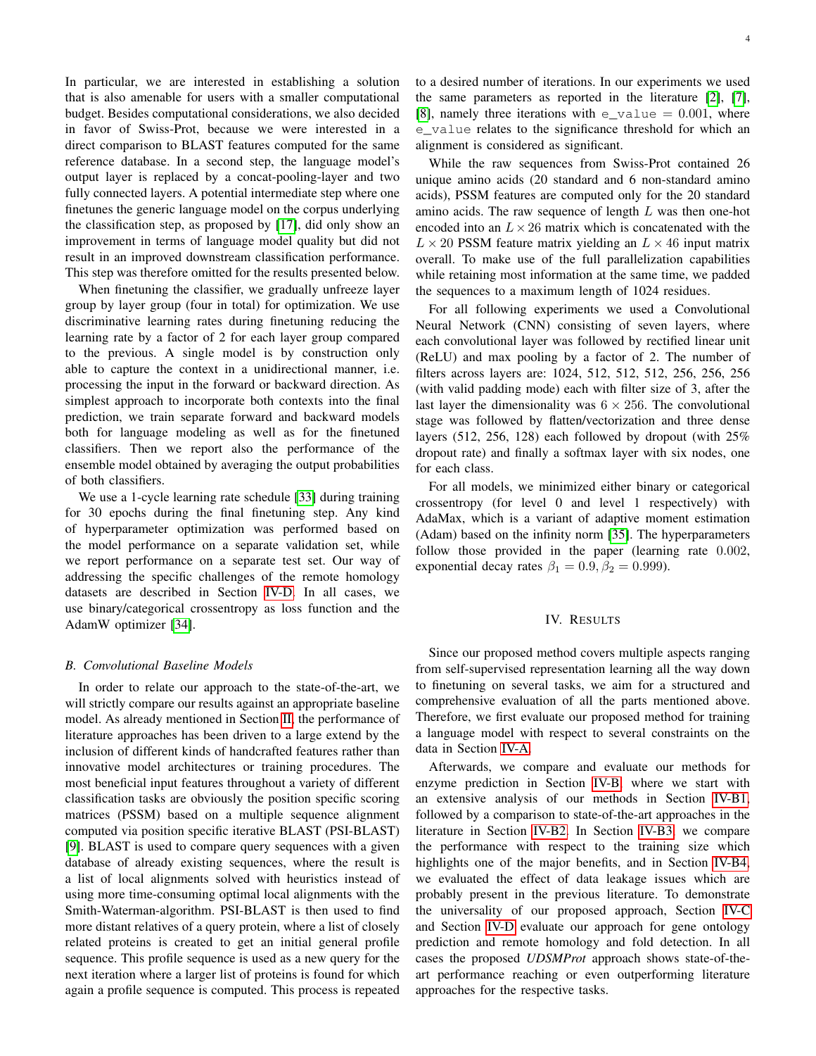In particular, we are interested in establishing a solution that is also amenable for users with a smaller computational budget. Besides computational considerations, we also decided in favor of Swiss-Prot, because we were interested in a direct comparison to BLAST features computed for the same reference database. In a second step, the language model's output layer is replaced by a concat-pooling-layer and two fully connected layers. A potential intermediate step where one finetunes the generic language model on the corpus underlying the classification step, as proposed by [17], did only show an improvement in terms of language model quality but did not result in an improved downstream classification performance. This step was therefore omitted for the results presented below.

When finetuning the classifier, we gradually unfreeze layer group by layer group (four in total) for optimization. We use discriminative learning rates during finetuning reducing the learning rate by a factor of 2 for each layer group compared to the previous. A single model is by construction only able to capture the context in a unidirectional manner, i.e. processing the input in the forward or backward direction. As simplest approach to incorporate both contexts into the final prediction, we train separate forward and backward models both for language modeling as well as for the finetuned classifiers. Then we report also the performance of the ensemble model obtained by averaging the output probabilities of both classifiers.

We use a 1-cycle learning rate schedule [33] during training for 30 epochs during the final finetuning step. Any kind of hyperparameter optimization was performed based on the model performance on a separate validation set, while we report performance on a separate test set. Our way of addressing the specific challenges of the remote homology datasets are described in Section IV-D. In all cases, we use binary/categorical crossentropy as loss function and the AdamW optimizer [34].

### B. Convolutional Baseline Models

In order to relate our approach to the state-of-the-art, we will strictly compare our results against an appropriate baseline model. As already mentioned in Section II, the performance of literature approaches has been driven to a large extend by the inclusion of different kinds of handcrafted features rather than innovative model architectures or training procedures. The most beneficial input features throughout a variety of different classification tasks are obviously the position specific scoring matrices (PSSM) based on a multiple sequence alignment computed via position specific iterative BLAST (PSI-BLAST) [9]. BLAST is used to compare query sequences with a given database of already existing sequences, where the result is a list of local alignments solved with heuristics instead of using more time-consuming optimal local alignments with the Smith-Waterman-algorithm. PSI-BLAST is then used to find more distant relatives of a query protein, where a list of closely related proteins is created to get an initial general profile sequence. This profile sequence is used as a new query for the next iteration where a larger list of proteins is found for which again a profile sequence is computed. This process is repeated to a desired number of iterations. In our experiments we used the same parameters as reported in the literature [2], [7], [8], namely three iterations with `e_value` $= 0.001$, where `e_value` relates to the significance threshold for which an alignment is considered as significant.

While the raw sequences from Swiss-Prot contained 26 unique amino acids (20 standard and 6 non-standard amino acids), PSSM features are computed only for the 20 standard amino acids. The raw sequence of length $L$ was then one-hot encoded into an $L \times 26$ matrix which is concatenated with the $L \times 20$ PSSM feature matrix yielding an $L \times 46$ input matrix overall. To make use of the full parallelization capabilities while retaining most information at the same time, we padded the sequences to a maximum length of 1024 residues.

For all following experiments we used a Convolutional Neural Network (CNN) consisting of seven layers, where each convolutional layer was followed by rectified linear unit (ReLU) and max pooling by a factor of 2. The number of filters across layers are: 1024, 512, 512, 512, 256, 256, 256 (with valid padding mode) each with filter size of 3, after the last layer the dimensionality was $6 \times 256$. The convolutional stage was followed by flatten/vectorization and three dense layers (512, 256, 128) each followed by dropout (with 25% dropout rate) and finally a softmax layer with six nodes, one for each class.

For all models, we minimized either binary or categorical crossentropy (for level 0 and level 1 respectively) with AdaMax, which is a variant of adaptive moment estimation (Adam) based on the infinity norm [35]. The hyperparameters follow those provided in the paper (learning rate 0.002, exponential decay rates $\beta_1 = 0.9, \beta_2 = 0.999$).

## IV. Results

Since our proposed method covers multiple aspects ranging from self-supervised representation learning all the way down to finetuning on several tasks, we aim for a structured and comprehensive evaluation of all the parts mentioned above. Therefore, we first evaluate our proposed method for training a language model with respect to several constraints on the data in Section IV-A.

Afterwards, we compare and evaluate our methods for enzyme prediction in Section IV-B, where we start with an extensive analysis of our methods in Section IV-B1, followed by a comparison to state-of-the-art approaches in the literature in Section IV-B2. In Section IV-B3, we compare the performance with respect to the training size which highlights one of the major benefits, and in Section IV-B4, we evaluated the effect of data leakage issues which are probably present in the previous literature. To demonstrate the universality of our proposed approach, Section IV-C and Section IV-D evaluate our approach for gene ontology prediction and remote homology and fold detection. In all cases the proposed *UDSMProt* approach shows state-of-the-art performance reaching or even outperforming literature approaches for the respective tasks.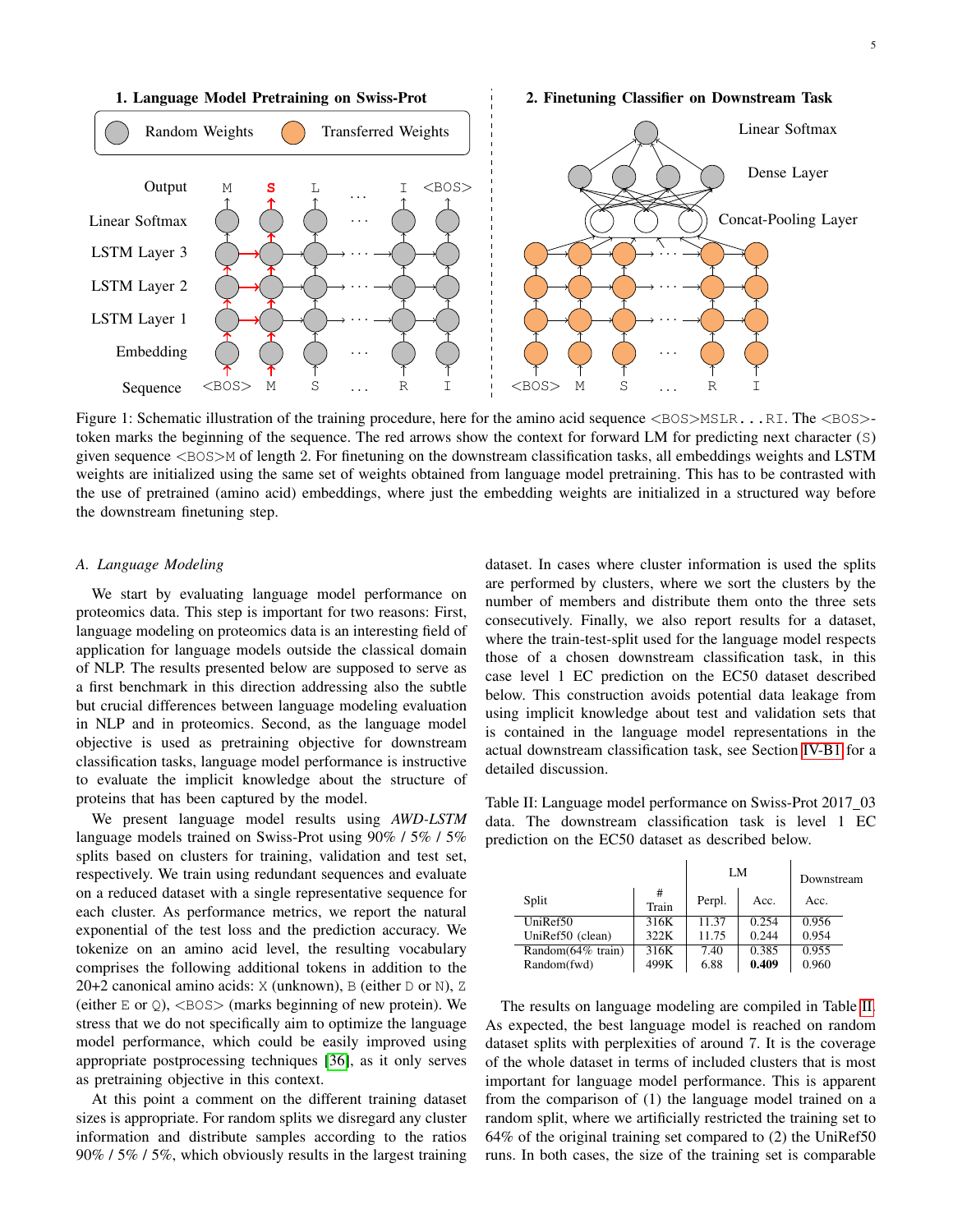Figure 1: Schematic illustration of the training procedure, here for the amino acid sequence <BOS>MSLR...RI. The <BOS>-token marks the beginning of the sequence. The red arrows show the context for forward LM for predicting next character (S) given sequence <BOS>M of length 2. For finetuning on the downstream classification tasks, all embeddings weights and LSTM weights are initialized using the same set of weights obtained from language model pretraining. This has to be contrasted with the use of pretrained (amino acid) embeddings, where just the embedding weights are initialized in a structured way before the downstream finetuning step.

### *A. Language Modeling*

We start by evaluating language model performance on proteomics data. This step is important for two reasons: First, language modeling on proteomics data is an interesting field of application for language models outside the classical domain of NLP. The results presented below are supposed to serve as a first benchmark in this direction addressing also the subtle but crucial differences between language modeling evaluation in NLP and in proteomics. Second, as the language model objective is used as pretraining objective for downstream classification tasks, language model performance is instructive to evaluate the implicit knowledge about the structure of proteins that has been captured by the model.

We present language model results using *AWD-LSTM* language models trained on Swiss-Prot using 90% / 5% / 5% splits based on clusters for training, validation and test set, respectively. We train using redundant sequences and evaluate on a reduced dataset with a single representative sequence for each cluster. As performance metrics, we report the natural exponential of the test loss and the prediction accuracy. We tokenize on an amino acid level, the resulting vocabulary comprises the following additional tokens in addition to the 20+2 canonical amino acids: X (unknown), B (either D or N), Z (either E or Q), <BOS> (marks beginning of new protein). We stress that we do not specifically aim to optimize the language model performance, which could be easily improved using appropriate postprocessing techniques [36], as it only serves as pretraining objective in this context.

At this point a comment on the different training dataset sizes is appropriate. For random splits we disregard any cluster information and distribute samples according to the ratios 90% / 5% / 5%, which obviously results in the largest training dataset. In cases where cluster information is used the splits are performed by clusters, where we sort the clusters by the number of members and distribute them onto the three sets consecutively. Finally, we also report results for a dataset, where the train-test-split used for the language model respects those of a chosen downstream classification task, in this case level 1 EC prediction on the EC50 dataset described below. This construction avoids potential data leakage from using implicit knowledge about test and validation sets that is contained in the language model representations in the actual downstream classification task, see Section IV-B1 for a detailed discussion.

Table II: Language model performance on Swiss-Prot 2017_03 data. The downstream classification task is level 1 EC prediction on the EC50 dataset as described below.

| Split | # Train | LM Perpl. | LM Acc. | Downstream Acc. |
|---|---|---|---|---|
| UniRef50 | 316K | 11.37 | 0.254 | 0.956 |
| UniRef50 (clean) | 322K | 11.75 | 0.244 | 0.954 |
| Random(64% train) | 316K | 7.40 | 0.385 | 0.955 |
| Random(fwd) | 499K | 6.88 | **0.409** | 0.960 |

The results on language modeling are compiled in Table II. As expected, the best language model is reached on random dataset splits with perplexities of around 7. It is the coverage of the whole dataset in terms of included clusters that is most important for language model performance. This is apparent from the comparison of (1) the language model trained on a random split, where we artificially restricted the training set to 64% of the original training set compared to (2) the UniRef50 runs. In both cases, the size of the training set is comparable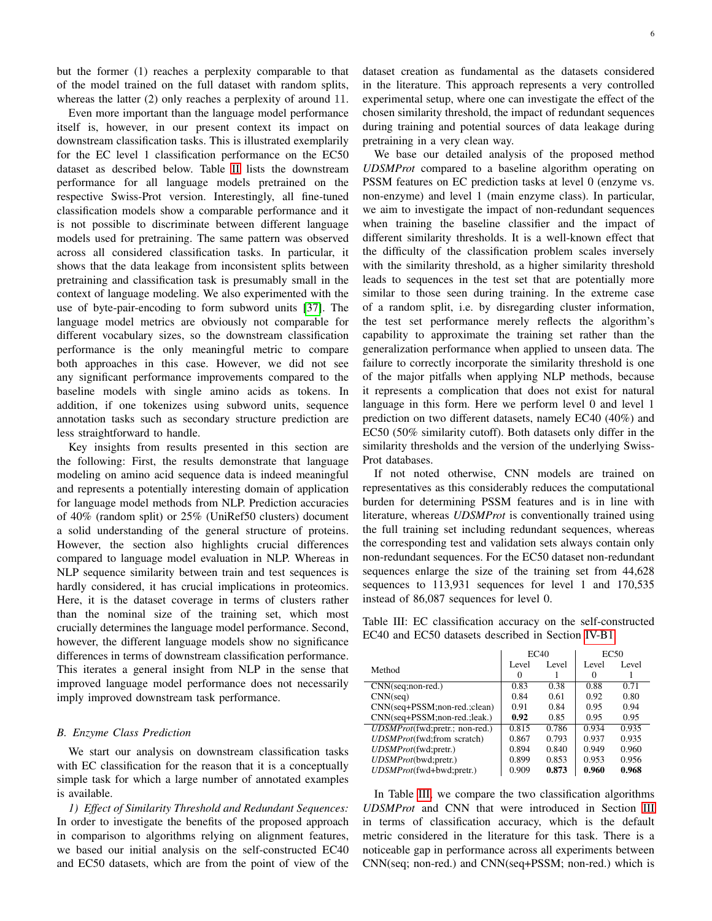but the former (1) reaches a perplexity comparable to that of the model trained on the full dataset with random splits, whereas the latter (2) only reaches a perplexity of around 11.

Even more important than the language model performance itself is, however, in our present context its impact on downstream classification tasks. This is illustrated exemplarily for the EC level 1 classification performance on the EC50 dataset as described below. Table II lists the downstream performance for all language models pretrained on the respective Swiss-Prot version. Interestingly, all fine-tuned classification models show a comparable performance and it is not possible to discriminate between different language models used for pretraining. The same pattern was observed across all considered classification tasks. In particular, it shows that the data leakage from inconsistent splits between pretraining and classification task is presumably small in the context of language modeling. We also experimented with the use of byte-pair-encoding to form subword units [37]. The language model metrics are obviously not comparable for different vocabulary sizes, so the downstream classification performance is the only meaningful metric to compare both approaches in this case. However, we did not see any significant performance improvements compared to the baseline models with single amino acids as tokens. In addition, if one tokenizes using subword units, sequence annotation tasks such as secondary structure prediction are less straightforward to handle.

Key insights from results presented in this section are the following: First, the results demonstrate that language modeling on amino acid sequence data is indeed meaningful and represents a potentially interesting domain of application for language model methods from NLP. Prediction accuracies of 40% (random split) or 25% (UniRef50 clusters) document a solid understanding of the general structure of proteins. However, the section also highlights crucial differences compared to language model evaluation in NLP. Whereas in NLP sequence similarity between train and test sequences is hardly considered, it has crucial implications in proteomics. Here, it is the dataset coverage in terms of clusters rather than the nominal size of the training set, which most crucially determines the language model performance. Second, however, the different language models show no significance differences in terms of downstream classification performance. This iterates a general insight from NLP in the sense that improved language model performance does not necessarily imply improved downstream task performance.

### B. Enzyme Class Prediction

We start our analysis on downstream classification tasks with EC classification for the reason that it is a conceptually simple task for which a large number of annotated examples is available.

*1) Effect of Similarity Threshold and Redundant Sequences:* In order to investigate the benefits of the proposed approach in comparison to algorithms relying on alignment features, we based our initial analysis on the self-constructed EC40 and EC50 datasets, which are from the point of view of the dataset creation as fundamental as the datasets considered in the literature. This approach represents a very controlled experimental setup, where one can investigate the effect of the chosen similarity threshold, the impact of redundant sequences during training and potential sources of data leakage during pretraining in a very clean way.

We base our detailed analysis of the proposed method *UDSMProt* compared to a baseline algorithm operating on PSSM features on EC prediction tasks at level 0 (enzyme vs. non-enzyme) and level 1 (main enzyme class). In particular, we aim to investigate the impact of non-redundant sequences when training the baseline classifier and the impact of different similarity thresholds. It is a well-known effect that the difficulty of the classification problem scales inversely with the similarity threshold, as a higher similarity threshold leads to sequences in the test set that are potentially more similar to those seen during training. In the extreme case of a random split, i.e. by disregarding cluster information, the test set performance merely reflects the algorithm's capability to approximate the training set rather than the generalization performance when applied to unseen data. The failure to correctly incorporate the similarity threshold is one of the major pitfalls when applying NLP methods, because it represents a complication that does not exist for natural language in this form. Here we perform level 0 and level 1 prediction on two different datasets, namely EC40 (40%) and EC50 (50% similarity cutoff). Both datasets only differ in the similarity thresholds and the version of the underlying Swiss-Prot databases.

If not noted otherwise, CNN models are trained on representatives as this considerably reduces the computational burden for determining PSSM features and is in line with literature, whereas *UDSMProt* is conventionally trained using the full training set including redundant sequences, whereas the corresponding test and validation sets always contain only non-redundant sequences. For the EC50 dataset non-redundant sequences enlarge the size of the training set from 44,628 sequences to 113,931 sequences for level 1 and 170,535 instead of 86,087 sequences for level 0.

Table III: EC classification accuracy on the self-constructed EC40 and EC50 datasets described in Section IV-B1.

| Method | EC40 | | EC50 | |
|---|---|---|---|---|
| | Level 0 | Level 1 | Level 0 | Level 1 |
| CNN(seq;non-red.) | 0.83 | 0.38 | 0.88 | 0.71 |
| CNN(seq) | 0.84 | 0.61 | 0.92 | 0.80 |
| CNN(seq+PSSM;non-red.;clean) | 0.91 | 0.84 | 0.95 | 0.94 |
| CNN(seq+PSSM;non-red.;leak.) | **0.92** | 0.85 | 0.95 | 0.95 |
| *UDSMProt*(fwd;pretr.; non-red.) | 0.815 | 0.786 | 0.934 | 0.935 |
| *UDSMProt*(fwd;from scratch) | 0.867 | 0.793 | 0.937 | 0.935 |
| *UDSMProt*(fwd;pretr.) | 0.894 | 0.840 | 0.949 | 0.960 |
| *UDSMProt*(bwd;pretr.) | 0.899 | 0.853 | 0.953 | 0.956 |
| *UDSMProt*(fwd+bwd;pretr.) | 0.909 | **0.873** | **0.960** | **0.968** |

In Table III, we compare the two classification algorithms *UDSMProt* and CNN that were introduced in Section III in terms of classification accuracy, which is the default metric considered in the literature for this task. There is a noticeable gap in performance across all experiments between CNN(seq; non-red.) and CNN(seq+PSSM; non-red.) which is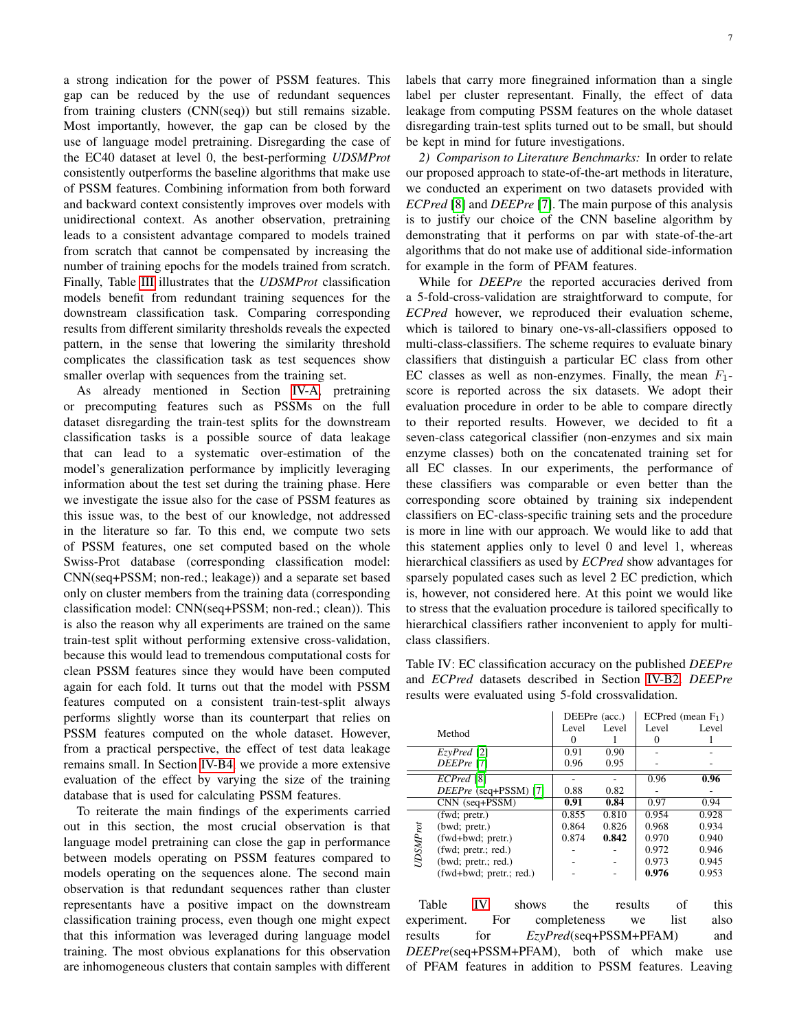a strong indication for the power of PSSM features. This gap can be reduced by the use of redundant sequences from training clusters (CNN(seq)) but still remains sizable. Most importantly, however, the gap can be closed by the use of language model pretraining. Disregarding the case of the EC40 dataset at level 0, the best-performing *UDSMProt* consistently outperforms the baseline algorithms that make use of PSSM features. Combining information from both forward and backward context consistently improves over models with unidirectional context. As another observation, pretraining leads to a consistent advantage compared to models trained from scratch that cannot be compensated by increasing the number of training epochs for the models trained from scratch. Finally, Table III illustrates that the *UDSMProt* classification models benefit from redundant training sequences for the downstream classification task. Comparing corresponding results from different similarity thresholds reveals the expected pattern, in the sense that lowering the similarity threshold complicates the classification task as test sequences show smaller overlap with sequences from the training set.

As already mentioned in Section IV-A, pretraining or precomputing features such as PSSMs on the full dataset disregarding the train-test splits for the downstream classification tasks is a possible source of data leakage that can lead to a systematic over-estimation of the model's generalization performance by implicitly leveraging information about the test set during the training phase. Here we investigate the issue also for the case of PSSM features as this issue was, to the best of our knowledge, not addressed in the literature so far. To this end, we compute two sets of PSSM features, one set computed based on the whole Swiss-Prot database (corresponding classification model: CNN(seq+PSSM; non-red.; leakage)) and a separate set based only on cluster members from the training data (corresponding classification model: CNN(seq+PSSM; non-red.; clean)). This is also the reason why all experiments are trained on the same train-test split without performing extensive cross-validation, because this would lead to tremendous computational costs for clean PSSM features since they would have been computed again for each fold. It turns out that the model with PSSM features computed on a consistent train-test-split always performs slightly worse than its counterpart that relies on PSSM features computed on the whole dataset. However, from a practical perspective, the effect of test data leakage remains small. In Section IV-B4, we provide a more extensive evaluation of the effect by varying the size of the training database that is used for calculating PSSM features.

To reiterate the main findings of the experiments carried out in this section, the most crucial observation is that language model pretraining can close the gap in performance between models operating on PSSM features compared to models operating on the sequences alone. The second main observation is that redundant sequences rather than cluster representants have a positive impact on the downstream classification training process, even though one might expect that this information was leveraged during language model training. The most obvious explanations for this observation are inhomogeneous clusters that contain samples with different labels that carry more finegrained information than a single label per cluster representant. Finally, the effect of data leakage from computing PSSM features on the whole dataset disregarding train-test splits turned out to be small, but should be kept in mind for future investigations.

*2) Comparison to Literature Benchmarks:* In order to relate our proposed approach to state-of-the-art methods in literature, we conducted an experiment on two datasets provided with *ECPred* [8] and *DEEPre* [7]. The main purpose of this analysis is to justify our choice of the CNN baseline algorithm by demonstrating that it performs on par with state-of-the-art algorithms that do not make use of additional side-information for example in the form of PFAM features.

While for *DEEPre* the reported accuracies derived from a 5-fold-cross-validation are straightforward to compute, for *ECPred* however, we reproduced their evaluation scheme, which is tailored to binary one-vs-all-classifiers opposed to multi-class-classifiers. The scheme requires to evaluate binary classifiers that distinguish a particular EC class from other EC classes as well as non-enzymes. Finally, the mean $F_1$-score is reported across the six datasets. We adopt their evaluation procedure in order to be able to compare directly to their reported results. However, we decided to fit a seven-class categorical classifier (non-enzymes and six main enzyme classes) both on the concatenated training set for all EC classes. In our experiments, the performance of these classifiers was comparable or even better than the corresponding score obtained by training six independent classifiers on EC-class-specific training sets and the procedure is more in line with our approach. We would like to add that this statement applies only to level 0 and level 1, whereas hierarchical classifiers as used by *ECPred* show advantages for sparsely populated cases such as level 2 EC prediction, which is, however, not considered here. At this point we would like to stress that the evaluation procedure is tailored specifically to hierarchical classifiers rather inconvenient to apply for multi-class classifiers.

Table IV: EC classification accuracy on the published *DEEPre* and *ECPred* datasets described in Section IV-B2. *DEEPre* results were evaluated using 5-fold crossvalidation.

| | Method | DEEPre (acc.) Level 0 | DEEPre (acc.) Level 1 | ECPred (mean $F_1$) Level 0 | ECPred (mean $F_1$) Level 1 |
|---|---|---|---|---|---|
| | *EzyPred* [2] | 0.91 | 0.90 | - | - |
| | *DEEPre* [7] | 0.96 | 0.95 | - | - |
| | *ECPred* [8] | - | - | 0.96 | **0.96** |
| | *DEEPre* (seq+PSSM) [7] | 0.88 | 0.82 | - | - |
| | CNN (seq+PSSM) | **0.91** | **0.84** | 0.97 | 0.94 |
| *UDSMProt* | (fwd; pretr.) | 0.855 | 0.810 | 0.954 | 0.928 |
| *UDSMProt* | (bwd; pretr.) | 0.864 | 0.826 | 0.968 | 0.934 |
| *UDSMProt* | (fwd+bwd; pretr.) | 0.874 | **0.842** | 0.970 | 0.940 |
| *UDSMProt* | (fwd; pretr.; red.) | - | - | 0.972 | 0.946 |
| *UDSMProt* | (bwd; pretr.; red.) | - | - | 0.973 | 0.945 |
| *UDSMProt* | (fwd+bwd; pretr.; red.) | - | - | **0.976** | 0.953 |

Table IV shows the results of this experiment. For completeness we list also results for *EzyPred*(seq+PSSM+PFAM) and *DEEPre*(seq+PSSM+PFAM), both of which make use of PFAM features in addition to PSSM features. Leaving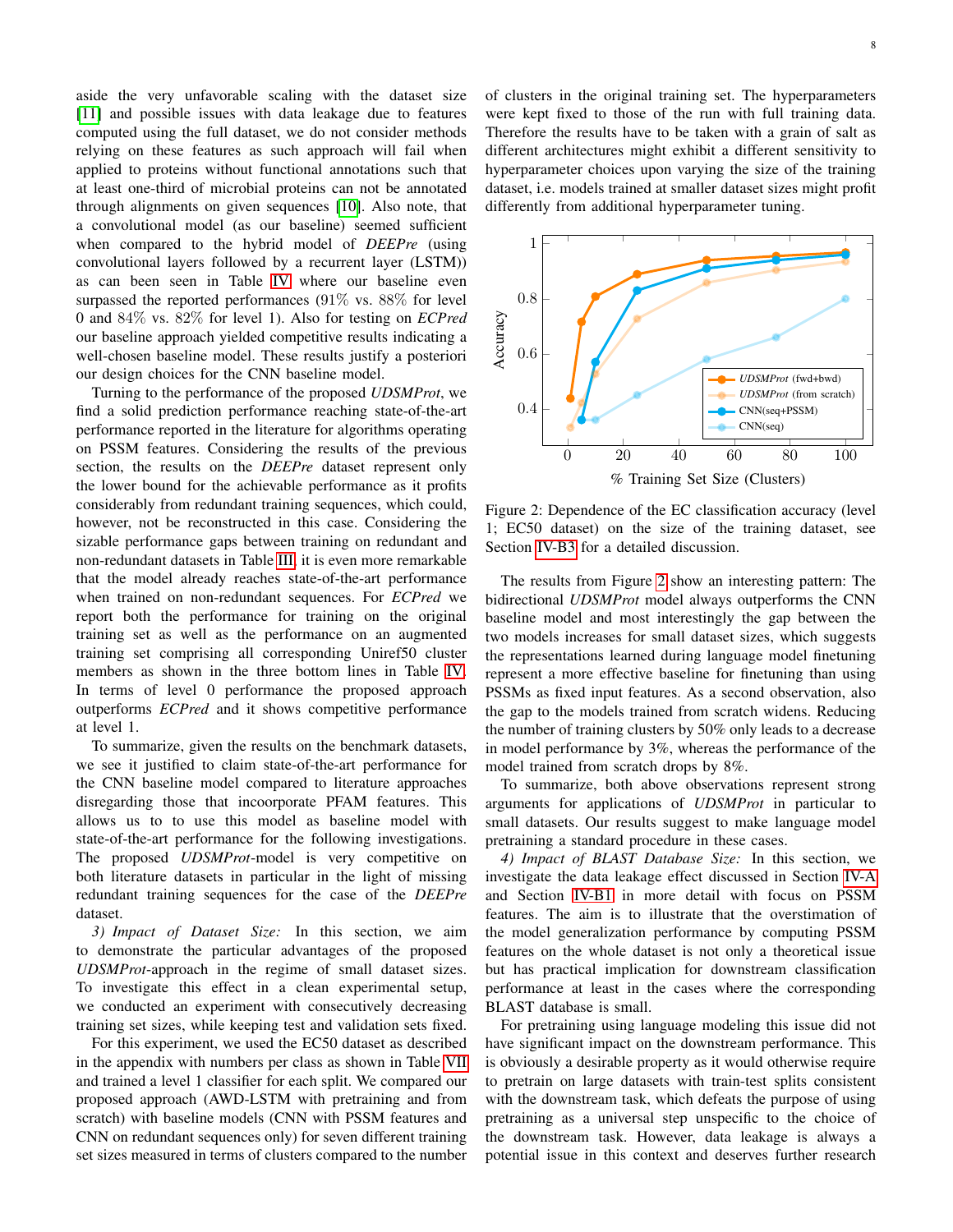aside the very unfavorable scaling with the dataset size [11] and possible issues with data leakage due to features computed using the full dataset, we do not consider methods relying on these features as such approach will fail when applied to proteins without functional annotations such that at least one-third of microbial proteins can not be annotated through alignments on given sequences [10]. Also note, that a convolutional model (as our baseline) seemed sufficient when compared to the hybrid model of *DEEPre* (using convolutional layers followed by a recurrent layer (LSTM)) as can been seen in Table IV where our baseline even surpassed the reported performances (91% vs. 88% for level 0 and 84% vs. 82% for level 1). Also for testing on *ECPred* our baseline approach yielded competitive results indicating a well-chosen baseline model. These results justify a posteriori our design choices for the CNN baseline model.

Turning to the performance of the proposed *UDSMProt*, we find a solid prediction performance reaching state-of-the-art performance reported in the literature for algorithms operating on PSSM features. Considering the results of the previous section, the results on the *DEEPre* dataset represent only the lower bound for the achievable performance as it profits considerably from redundant training sequences, which could, however, not be reconstructed in this case. Considering the sizable performance gaps between training on redundant and non-redundant datasets in Table III, it is even more remarkable that the model already reaches state-of-the-art performance when trained on non-redundant sequences. For *ECPred* we report both the performance for training on the original training set as well as the performance on an augmented training set comprising all corresponding Uniref50 cluster members as shown in the three bottom lines in Table IV. In terms of level 0 performance the proposed approach outperforms *ECPred* and it shows competitive performance at level 1.

To summarize, given the results on the benchmark datasets, we see it justified to claim state-of-the-art performance for the CNN baseline model compared to literature approaches disregarding those that incoorporate PFAM features. This allows us to to use this model as baseline model with state-of-the-art performance for the following investigations. The proposed *UDSMProt*-model is very competitive on both literature datasets in particular in the light of missing redundant training sequences for the case of the *DEEPre* dataset.

*3) Impact of Dataset Size:* In this section, we aim to demonstrate the particular advantages of the proposed *UDSMProt*-approach in the regime of small dataset sizes. To investigate this effect in a clean experimental setup, we conducted an experiment with consecutively decreasing training set sizes, while keeping test and validation sets fixed.

For this experiment, we used the EC50 dataset as described in the appendix with numbers per class as shown in Table VII and trained a level 1 classifier for each split. We compared our proposed approach (AWD-LSTM with pretraining and from scratch) with baseline models (CNN with PSSM features and CNN on redundant sequences only) for seven different training set sizes measured in terms of clusters compared to the number of clusters in the original training set. The hyperparameters were kept fixed to those of the run with full training data. Therefore the results have to be taken with a grain of salt as different architectures might exhibit a different sensitivity to hyperparameter choices upon varying the size of the training dataset, i.e. models trained at smaller dataset sizes might profit differently from additional hyperparameter tuning.

Figure 2: Dependence of the EC classification accuracy (level 1; EC50 dataset) on the size of the training dataset, see Section IV-B3 for a detailed discussion.

The results from Figure 2 show an interesting pattern: The bidirectional *UDSMProt* model always outperforms the CNN baseline model and most interestingly the gap between the two models increases for small dataset sizes, which suggests the representations learned during language model finetuning represent a more effective baseline for finetuning than using PSSMs as fixed input features. As a second observation, also the gap to the models trained from scratch widens. Reducing the number of training clusters by 50% only leads to a decrease in model performance by 3%, whereas the performance of the model trained from scratch drops by 8%.

To summarize, both above observations represent strong arguments for applications of *UDSMProt* in particular to small datasets. Our results suggest to make language model pretraining a standard procedure in these cases.

*4) Impact of BLAST Database Size:* In this section, we investigate the data leakage effect discussed in Section IV-A and Section IV-B1 in more detail with focus on PSSM features. The aim is to illustrate that the overstimation of the model generalization performance by computing PSSM features on the whole dataset is not only a theoretical issue but has practical implication for downstream classification performance at least in the cases where the corresponding BLAST database is small.

For pretraining using language modeling this issue did not have significant impact on the downstream performance. This is obviously a desirable property as it would otherwise require to pretrain on large datasets with train-test splits consistent with the downstream task, which defeats the purpose of using pretraining as a universal step unspecific to the choice of the downstream task. However, data leakage is always a potential issue in this context and deserves further research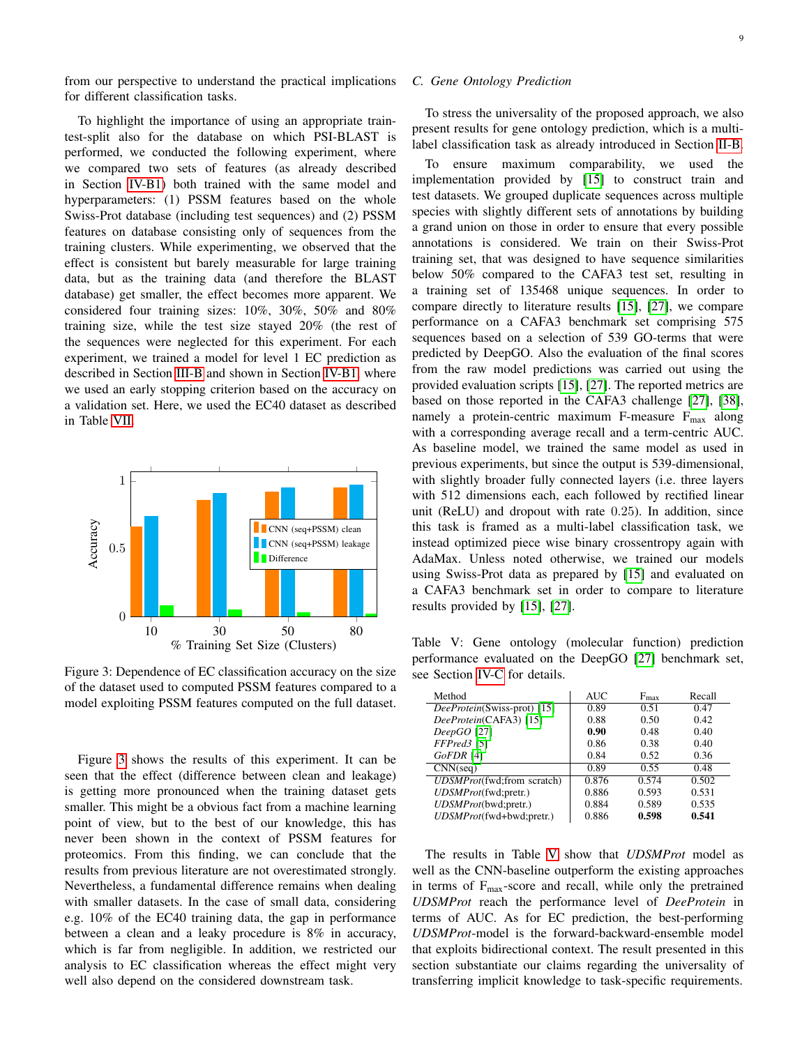from our perspective to understand the practical implications for different classification tasks.

To highlight the importance of using an appropriate train-test-split also for the database on which PSI-BLAST is performed, we conducted the following experiment, where we compared two sets of features (as already described in Section IV-B1) both trained with the same model and hyperparameters: (1) PSSM features based on the whole Swiss-Prot database (including test sequences) and (2) PSSM features on database consisting only of sequences from the training clusters. While experimenting, we observed that the effect is consistent but barely measurable for large training data, but as the training data (and therefore the BLAST database) get smaller, the effect becomes more apparent. We considered four training sizes: 10%, 30%, 50% and 80% training size, while the test size stayed 20% (the rest of the sequences were neglected for this experiment. For each experiment, we trained a model for level 1 EC prediction as described in Section III-B and shown in Section IV-B1, where we used an early stopping criterion based on the accuracy on a validation set. Here, we used the EC40 dataset as described in Table VII.

Figure 3: Dependence of EC classification accuracy on the size of the dataset used to computed PSSM features compared to a model exploiting PSSM features computed on the full dataset.

Figure 3 shows the results of this experiment. It can be seen that the effect (difference between clean and leakage) is getting more pronounced when the training dataset gets smaller. This might be a obvious fact from a machine learning point of view, but to the best of our knowledge, this has never been shown in the context of PSSM features for proteomics. From this finding, we can conclude that the results from previous literature are not overestimated strongly. Nevertheless, a fundamental difference remains when dealing with smaller datasets. In the case of small data, considering e.g. 10% of the EC40 training data, the gap in performance between a clean and a leaky procedure is 8% in accuracy, which is far from negligible. In addition, we restricted our analysis to EC classification whereas the effect might very well also depend on the considered downstream task.

### C. Gene Ontology Prediction

To stress the universality of the proposed approach, we also present results for gene ontology prediction, which is a multi-label classification task as already introduced in Section II-B.

To ensure maximum comparability, we used the implementation provided by [15] to construct train and test datasets. We grouped duplicate sequences across multiple species with slightly different sets of annotations by building a grand union on those in order to ensure that every possible annotations is considered. We train on their Swiss-Prot training set, that was designed to have sequence similarities below 50% compared to the CAFA3 test set, resulting in a training set of 135468 unique sequences. In order to compare directly to literature results [15], [27], we compare performance on a CAFA3 benchmark set comprising 575 sequences based on a selection of 539 GO-terms that were predicted by DeepGO. Also the evaluation of the final scores from the raw model predictions was carried out using the provided evaluation scripts [15], [27]. The reported metrics are based on those reported in the CAFA3 challenge [27], [38], namely a protein-centric maximum F-measure $F_{\max}$ along with a corresponding average recall and a term-centric AUC. As baseline model, we trained the same model as used in previous experiments, but since the output is 539-dimensional, with slightly broader fully connected layers (i.e. three layers with 512 dimensions each, each followed by rectified linear unit (ReLU) and dropout with rate 0.25). In addition, since this task is framed as a multi-label classification task, we instead optimized piece wise binary crossentropy again with AdaMax. Unless noted otherwise, we trained our models using Swiss-Prot data as prepared by [15] and evaluated on a CAFA3 benchmark set in order to compare to literature results provided by [15], [27].

Table V: Gene ontology (molecular function) prediction performance evaluated on the DeepGO [27] benchmark set, see Section IV-C for details.

| Method | AUC | $F_{\max}$ | Recall |
|---|---|---|---|
| *DeeProtein*(Swiss-prot) [15] | 0.89 | 0.51 | 0.47 |
| *DeeProtein*(CAFA3) [15] | 0.88 | 0.50 | 0.42 |
| *DeepGO* [27] | **0.90** | 0.48 | 0.40 |
| *FFPred3* [5] | 0.86 | 0.38 | 0.40 |
| *GoFDR* [4] | 0.84 | 0.52 | 0.36 |
| CNN(seq) | 0.89 | 0.55 | 0.48 |
| *UDSMProt*(fwd;from scratch) | 0.876 | 0.574 | 0.502 |
| *UDSMProt*(fwd;pretr.) | 0.886 | 0.593 | 0.531 |
| *UDSMProt*(bwd;pretr.) | 0.884 | 0.589 | 0.535 |
| *UDSMProt*(fwd+bwd;pretr.) | 0.886 | **0.598** | **0.541** |

The results in Table V show that *UDSMProt* model as well as the CNN-baseline outperform the existing approaches in terms of $F_{\max}$-score and recall, while only the pretrained *UDSMProt* reach the performance level of *DeeProtein* in terms of AUC. As for EC prediction, the best-performing *UDSMProt*-model is the forward-backward-ensemble model that exploits bidirectional context. The result presented in this section substantiate our claims regarding the universality of transferring implicit knowledge to task-specific requirements.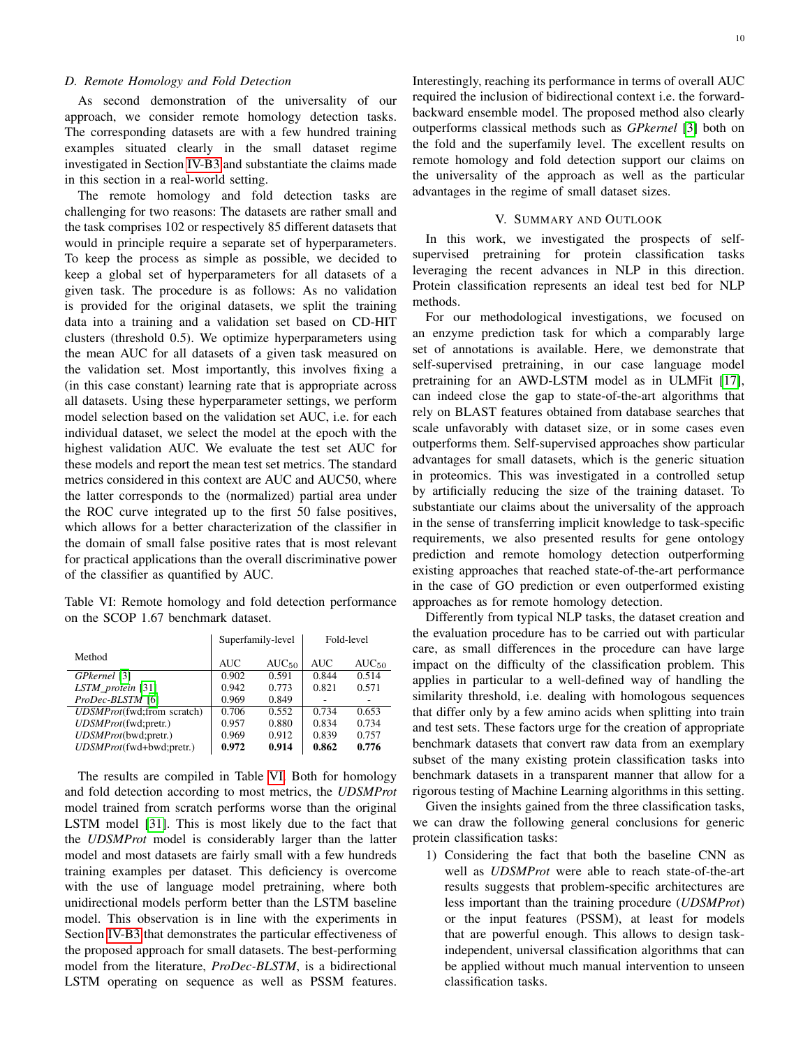### D. Remote Homology and Fold Detection

As second demonstration of the universality of our approach, we consider remote homology detection tasks. The corresponding datasets are with a few hundred training examples situated clearly in the small dataset regime investigated in Section IV-B3 and substantiate the claims made in this section in a real-world setting.

The remote homology and fold detection tasks are challenging for two reasons: The datasets are rather small and the task comprises 102 or respectively 85 different datasets that would in principle require a separate set of hyperparameters. To keep the process as simple as possible, we decided to keep a global set of hyperparameters for all datasets of a given task. The procedure is as follows: As no validation is provided for the original datasets, we split the training data into a training and a validation set based on CD-HIT clusters (threshold 0.5). We optimize hyperparameters using the mean AUC for all datasets of a given task measured on the validation set. Most importantly, this involves fixing a (in this case constant) learning rate that is appropriate across all datasets. Using these hyperparameter settings, we perform model selection based on the validation set AUC, i.e. for each individual dataset, we select the model at the epoch with the highest validation AUC. We evaluate the test set AUC for these models and report the mean test set metrics. The standard metrics considered in this context are AUC and AUC50, where the latter corresponds to the (normalized) partial area under the ROC curve integrated up to the first 50 false positives, which allows for a better characterization of the classifier in the domain of small false positive rates that is most relevant for practical applications than the overall discriminative power of the classifier as quantified by AUC.

Table VI: Remote homology and fold detection performance on the SCOP 1.67 benchmark dataset.

| Method | Superfamily-level | | Fold-level | |
|---|---|---|---|---|
| | AUC | $AUC_{50}$ | AUC | $AUC_{50}$ |
| *GPkernel* [3] | 0.902 | 0.591 | 0.844 | 0.514 |
| *LSTM_protein* [31] | 0.942 | 0.773 | 0.821 | 0.571 |
| *ProDec-BLSTM* [6] | 0.969 | 0.849 | - | - |
| *UDSMProt*(fwd;from scratch) | 0.706 | 0.552 | 0.734 | 0.653 |
| *UDSMProt*(fwd;pretr.) | 0.957 | 0.880 | 0.834 | 0.734 |
| *UDSMProt*(bwd;pretr.) | 0.969 | 0.912 | 0.839 | 0.757 |
| *UDSMProt*(fwd+bwd;pretr.) | **0.972** | **0.914** | **0.862** | **0.776** |

The results are compiled in Table VI. Both for homology and fold detection according to most metrics, the *UDSMProt* model trained from scratch performs worse than the original LSTM model [31]. This is most likely due to the fact that the *UDSMProt* model is considerably larger than the latter model and most datasets are fairly small with a few hundreds training examples per dataset. This deficiency is overcome with the use of language model pretraining, where both unidirectional models perform better than the LSTM baseline model. This observation is in line with the experiments in Section IV-B3 that demonstrates the particular effectiveness of the proposed approach for small datasets. The best-performing model from the literature, *ProDec-BLSTM*, is a bidirectional LSTM operating on sequence as well as PSSM features. Interestingly, reaching its performance in terms of overall AUC required the inclusion of bidirectional context i.e. the forward-backward ensemble model. The proposed method also clearly outperforms classical methods such as *GPkernel* [3] both on the fold and the superfamily level. The excellent results on remote homology and fold detection support our claims on the universality of the approach as well as the particular advantages in the regime of small dataset sizes.

## V. Summary and Outlook

In this work, we investigated the prospects of self-supervised pretraining for protein classification tasks leveraging the recent advances in NLP in this direction. Protein classification represents an ideal test bed for NLP methods.

For our methodological investigations, we focused on an enzyme prediction task for which a comparably large set of annotations is available. Here, we demonstrate that self-supervised pretraining, in our case language model pretraining for an AWD-LSTM model as in ULMFit [17], can indeed close the gap to state-of-the-art algorithms that rely on BLAST features obtained from database searches that scale unfavorably with dataset size, or in some cases even outperforms them. Self-supervised approaches show particular advantages for small datasets, which is the generic situation in proteomics. This was investigated in a controlled setup by artificially reducing the size of the training dataset. To substantiate our claims about the universality of the approach in the sense of transferring implicit knowledge to task-specific requirements, we also presented results for gene ontology prediction and remote homology detection outperforming existing approaches that reached state-of-the-art performance in the case of GO prediction or even outperformed existing approaches as for remote homology detection.

Differently from typical NLP tasks, the dataset creation and the evaluation procedure has to be carried out with particular care, as small differences in the procedure can have large impact on the difficulty of the classification problem. This applies in particular to a well-defined way of handling the similarity threshold, i.e. dealing with homologous sequences that differ only by a few amino acids when splitting into train and test sets. These factors urge for the creation of appropriate benchmark datasets that convert raw data from an exemplary subset of the many existing protein classification tasks into benchmark datasets in a transparent manner that allow for a rigorous testing of Machine Learning algorithms in this setting.

Given the insights gained from the three classification tasks, we can draw the following general conclusions for generic protein classification tasks:

1) Considering the fact that both the baseline CNN as well as *UDSMProt* were able to reach state-of-the-art results suggests that problem-specific architectures are less important than the training procedure (*UDSMProt*) or the input features (PSSM), at least for models that are powerful enough. This allows to design task-independent, universal classification algorithms that can be applied without much manual intervention to unseen classification tasks.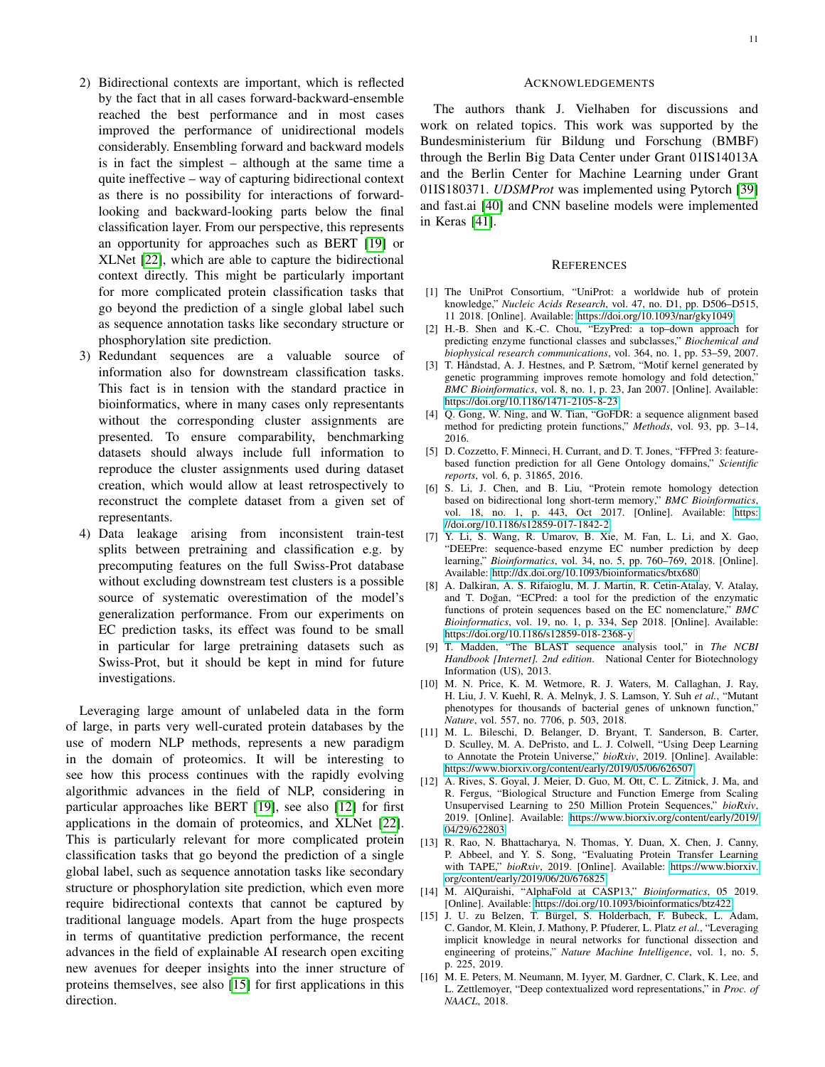2) Bidirectional contexts are important, which is reflected by the fact that in all cases forward-backward-ensemble reached the best performance and in most cases improved the performance of unidirectional models considerably. Ensembling forward and backward models is in fact the simplest – although at the same time a quite ineffective – way of capturing bidirectional context as there is no possibility for interactions of forward-looking and backward-looking parts below the final classification layer. From our perspective, this represents an opportunity for approaches such as BERT [19] or XLNet [22], which are able to capture the bidirectional context directly. This might be particularly important for more complicated protein classification tasks that go beyond the prediction of a single global label such as sequence annotation tasks like secondary structure or phosphorylation site prediction.
3) Redundant sequences are a valuable source of information also for downstream classification tasks. This fact is in tension with the standard practice in bioinformatics, where in many cases only representants without the corresponding cluster assignments are presented. To ensure comparability, benchmarking datasets should always include full information to reproduce the cluster assignments used during dataset creation, which would allow at least retrospectively to reconstruct the complete dataset from a given set of representants.
4) Data leakage arising from inconsistent train-test splits between pretraining and classification e.g. by precomputing features on the full Swiss-Prot database without excluding downstream test clusters is a possible source of systematic overestimation of the model's generalization performance. From our experiments on EC prediction tasks, its effect was found to be small in particular for large pretraining datasets such as Swiss-Prot, but it should be kept in mind for future investigations.

Leveraging large amount of unlabeled data in the form of large, in parts very well-curated protein databases by the use of modern NLP methods, represents a new paradigm in the domain of proteomics. It will be interesting to see how this process continues with the rapidly evolving algorithmic advances in the field of NLP, considering in particular approaches like BERT [19], see also [12] for first applications in the domain of proteomics, and XLNet [22]. This is particularly relevant for more complicated protein classification tasks that go beyond the prediction of a single global label, such as sequence annotation tasks like secondary structure or phosphorylation site prediction, which even more require bidirectional contexts that cannot be captured by traditional language models. Apart from the huge prospects in terms of quantitative prediction performance, the recent advances in the field of explainable AI research open exciting new avenues for deeper insights into the inner structure of proteins themselves, see also [15] for first applications in this direction.

## Acknowledgements

The authors thank J. Vielhaben for discussions and work on related topics. This work was supported by the Bundesministerium für Bildung und Forschung (BMBF) through the Berlin Big Data Center under Grant 01IS14013A and the Berlin Center for Machine Learning under Grant 01IS180371. *UDSMProt* was implemented using Pytorch [39] and fast.ai [40] and CNN baseline models were implemented in Keras [41].

## References

[1] The UniProt Consortium, "UniProt: a worldwide hub of protein knowledge," *Nucleic Acids Research*, vol. 47, no. D1, pp. D506–D515, 11 2018. [Online]. Available: https://doi.org/10.1093/nar/gky1049

[2] H.-B. Shen and K.-C. Chou, "EzyPred: a top–down approach for predicting enzyme functional classes and subclasses," *Biochemical and biophysical research communications*, vol. 364, no. 1, pp. 53–59, 2007.

[3] T. Håndstad, A. J. Hestnes, and P. Sætrom, "Motif kernel generated by genetic programming improves remote homology and fold detection," *BMC Bioinformatics*, vol. 8, no. 1, p. 23, Jan 2007. [Online]. Available: https://doi.org/10.1186/1471-2105-8-23

[4] Q. Gong, W. Ning, and W. Tian, "GoFDR: a sequence alignment based method for predicting protein functions," *Methods*, vol. 93, pp. 3–14, 2016.

[5] D. Cozzetto, F. Minneci, H. Currant, and D. T. Jones, "FFPred 3: feature-based function prediction for all Gene Ontology domains," *Scientific reports*, vol. 6, p. 31865, 2016.

[6] S. Li, J. Chen, and B. Liu, "Protein remote homology detection based on bidirectional long short-term memory," *BMC Bioinformatics*, vol. 18, no. 1, p. 443, Oct 2017. [Online]. Available: https://doi.org/10.1186/s12859-017-1842-2

[7] Y. Li, S. Wang, R. Umarov, B. Xie, M. Fan, L. Li, and X. Gao, "DEEPre: sequence-based enzyme EC number prediction by deep learning," *Bioinformatics*, vol. 34, no. 5, pp. 760–769, 2018. [Online]. Available: http://dx.doi.org/10.1093/bioinformatics/btx680

[8] A. Dalkiran, A. S. Rifaioglu, M. J. Martin, R. Cetin-Atalay, V. Atalay, and T. Doğan, "ECPred: a tool for the prediction of the enzymatic functions of protein sequences based on the EC nomenclature," *BMC Bioinformatics*, vol. 19, no. 1, p. 334, Sep 2018. [Online]. Available: https://doi.org/10.1186/s12859-018-2368-y

[9] T. Madden, "The BLAST sequence analysis tool," in *The NCBI Handbook [Internet]. 2nd edition*. National Center for Biotechnology Information (US), 2013.

[10] M. N. Price, K. M. Wetmore, R. J. Waters, M. Callaghan, J. Ray, H. Liu, J. V. Kuehl, R. A. Melnyk, J. S. Lamson, Y. Suh *et al.*, "Mutant phenotypes for thousands of bacterial genes of unknown function," *Nature*, vol. 557, no. 7706, p. 503, 2018.

[11] M. L. Bileschi, D. Belanger, D. Bryant, T. Sanderson, B. Carter, D. Sculley, M. A. DePristo, and L. J. Colwell, "Using Deep Learning to Annotate the Protein Universe," *bioRxiv*, 2019. [Online]. Available: https://www.biorxiv.org/content/early/2019/05/06/626507

[12] A. Rives, S. Goyal, J. Meier, D. Guo, M. Ott, C. L. Zitnick, J. Ma, and R. Fergus, "Biological Structure and Function Emerge from Scaling Unsupervised Learning to 250 Million Protein Sequences," *bioRxiv*, 2019. [Online]. Available: https://www.biorxiv.org/content/early/2019/04/29/622803

[13] R. Rao, N. Bhattacharya, N. Thomas, Y. Duan, X. Chen, J. Canny, P. Abbeel, and Y. S. Song, "Evaluating Protein Transfer Learning with TAPE," *bioRxiv*, 2019. [Online]. Available: https://www.biorxiv.org/content/early/2019/06/20/676825

[14] M. AlQuraishi, "AlphaFold at CASP13," *Bioinformatics*, 05 2019. [Online]. Available: https://doi.org/10.1093/bioinformatics/btz422

[15] J. U. zu Belzen, T. Bürgel, S. Holderbach, F. Bubeck, L. Adam, C. Gandor, M. Klein, J. Mathony, P. Pfuderer, L. Platz *et al.*, "Leveraging implicit knowledge in neural networks for functional dissection and engineering of proteins," *Nature Machine Intelligence*, vol. 1, no. 5, p. 225, 2019.

[16] M. E. Peters, M. Neumann, M. Iyyer, M. Gardner, C. Clark, K. Lee, and L. Zettlemoyer, "Deep contextualized word representations," in *Proc. of NAACL*, 2018.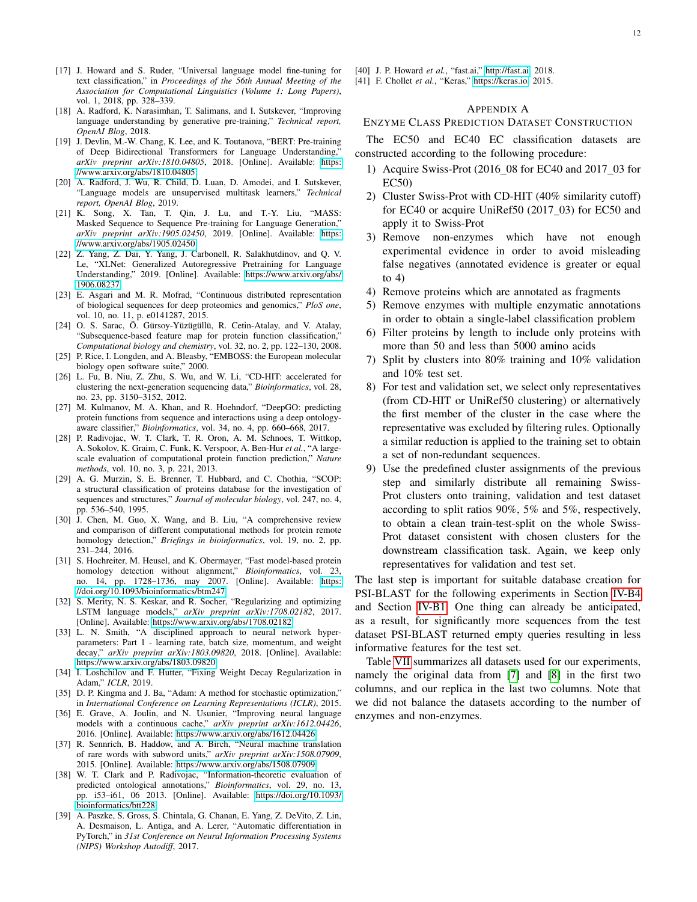[17] J. Howard and S. Ruder, "Universal language model fine-tuning for text classification," in *Proceedings of the 56th Annual Meeting of the Association for Computational Linguistics (Volume 1: Long Papers)*, vol. 1, 2018, pp. 328–339.

[18] A. Radford, K. Narasimhan, T. Salimans, and I. Sutskever, "Improving language understanding by generative pre-training," *Technical report, OpenAI Blog*, 2018.

[19] J. Devlin, M.-W. Chang, K. Lee, and K. Toutanova, "BERT: Pre-training of Deep Bidirectional Transformers for Language Understanding," *arXiv preprint arXiv:1810.04805*, 2018. [Online]. Available: https://www.arxiv.org/abs/1810.04805

[20] A. Radford, J. Wu, R. Child, D. Luan, D. Amodei, and I. Sutskever, "Language models are unsupervised multitask learners," *Technical report, OpenAI Blog*, 2019.

[21] K. Song, X. Tan, T. Qin, J. Lu, and T.-Y. Liu, "MASS: Masked Sequence to Sequence Pre-training for Language Generation," *arXiv preprint arXiv:1905.02450*, 2019. [Online]. Available: https://www.arxiv.org/abs/1905.02450

[22] Z. Yang, Z. Dai, Y. Yang, J. Carbonell, R. Salakhutdinov, and Q. V. Le, "XLNet: Generalized Autoregressive Pretraining for Language Understanding," 2019. [Online]. Available: https://www.arxiv.org/abs/1906.08237

[23] E. Asgari and M. R. Mofrad, "Continuous distributed representation of biological sequences for deep proteomics and genomics," *PloS one*, vol. 10, no. 11, p. e0141287, 2015.

[24] O. S. Sarac, Ö. Gürsoy-Yüzügüllü, R. Cetin-Atalay, and V. Atalay, "Subsequence-based feature map for protein function classification," *Computational biology and chemistry*, vol. 32, no. 2, pp. 122–130, 2008.

[25] P. Rice, I. Longden, and A. Bleasby, "EMBOSS: the European molecular biology open software suite," 2000.

[26] L. Fu, B. Niu, Z. Zhu, S. Wu, and W. Li, "CD-HIT: accelerated for clustering the next-generation sequencing data," *Bioinformatics*, vol. 28, no. 23, pp. 3150–3152, 2012.

[27] M. Kulmanov, M. A. Khan, and R. Hoehndorf, "DeepGO: predicting protein functions from sequence and interactions using a deep ontology-aware classifier," *Bioinformatics*, vol. 34, no. 4, pp. 660–668, 2017.

[28] P. Radivojac, W. T. Clark, T. R. Oron, A. M. Schnoes, T. Wittkop, A. Sokolov, K. Graim, C. Funk, K. Verspoor, A. Ben-Hur *et al.*, "A large-scale evaluation of computational protein function prediction," *Nature methods*, vol. 10, no. 3, p. 221, 2013.

[29] A. G. Murzin, S. E. Brenner, T. Hubbard, and C. Chothia, "SCOP: a structural classification of proteins database for the investigation of sequences and structures," *Journal of molecular biology*, vol. 247, no. 4, pp. 536–540, 1995.

[30] J. Chen, M. Guo, X. Wang, and B. Liu, "A comprehensive review and comparison of different computational methods for protein remote homology detection," *Briefings in bioinformatics*, vol. 19, no. 2, pp. 231–244, 2016.

[31] S. Hochreiter, M. Heusel, and K. Obermayer, "Fast model-based protein homology detection without alignment," *Bioinformatics*, vol. 23, no. 14, pp. 1728–1736, may 2007. [Online]. Available: https://doi.org/10.1093/bioinformatics/btm247

[32] S. Merity, N. S. Keskar, and R. Socher, "Regularizing and optimizing LSTM language models," *arXiv preprint arXiv:1708.02182*, 2017. [Online]. Available: https://www.arxiv.org/abs/1708.02182

[33] L. N. Smith, "A disciplined approach to neural network hyper-parameters: Part 1 - learning rate, batch size, momentum, and weight decay," *arXiv preprint arXiv:1803.09820*, 2018. [Online]. Available: https://www.arxiv.org/abs/1803.09820

[34] I. Loshchilov and F. Hutter, "Fixing Weight Decay Regularization in Adam," *ICLR*, 2019.

[35] D. P. Kingma and J. Ba, "Adam: A method for stochastic optimization," in *International Conference on Learning Representations (ICLR)*, 2015.

[36] E. Grave, A. Joulin, and N. Usunier, "Improving neural language models with a continuous cache," *arXiv preprint arXiv:1612.04426*, 2016. [Online]. Available: https://www.arxiv.org/abs/1612.04426

[37] R. Sennrich, B. Haddow, and A. Birch, "Neural machine translation of rare words with subword units," *arXiv preprint arXiv:1508.07909*, 2015. [Online]. Available: https://www.arxiv.org/abs/1508.07909

[38] W. T. Clark and P. Radivojac, "Information-theoretic evaluation of predicted ontological annotations," *Bioinformatics*, vol. 29, no. 13, pp. i53–i61, 06 2013. [Online]. Available: https://doi.org/10.1093/bioinformatics/btt228

[39] A. Paszke, S. Gross, S. Chintala, G. Chanan, E. Yang, Z. DeVito, Z. Lin, A. Desmaison, L. Antiga, and A. Lerer, "Automatic differentiation in PyTorch," in *31st Conference on Neural Information Processing Systems (NIPS) Workshop Autodiff*, 2017.

[40] J. P. Howard *et al.*, "fast.ai," http://fast.ai, 2018.

[41] F. Chollet *et al.*, "Keras," https://keras.io, 2015.

## Appendix A
## Enzyme Class Prediction Dataset Construction

The EC50 and EC40 EC classification datasets are constructed according to the following procedure:

1) Acquire Swiss-Prot (2016_08 for EC40 and 2017_03 for EC50)
2) Cluster Swiss-Prot with CD-HIT (40% similarity cutoff) for EC40 or acquire UniRef50 (2017_03) for EC50 and apply it to Swiss-Prot
3) Remove non-enzymes which have not enough experimental evidence in order to avoid misleading false negatives (annotated evidence is greater or equal to 4)
4) Remove proteins which are annotated as fragments
5) Remove enzymes with multiple enzymatic annotations in order to obtain a single-label classification problem
6) Filter proteins by length to include only proteins with more than 50 and less than 5000 amino acids
7) Split by clusters into 80% training and 10% validation and 10% test set.
8) For test and validation set, we select only representatives (from CD-HIT or UniRef50 clustering) or alternatively the first member of the cluster in the case where the representative was excluded by filtering rules. Optionally a similar reduction is applied to the training set to obtain a set of non-redundant sequences.
9) Use the predefined cluster assignments of the previous step and similarly distribute all remaining Swiss-Prot clusters onto training, validation and test dataset according to split ratios 90%, 5% and 5%, respectively, to obtain a clean train-test-split on the whole Swiss-Prot dataset consistent with chosen clusters for the downstream classification task. Again, we keep only representatives for validation and test set.

The last step is important for suitable database creation for PSI-BLAST for the following experiments in Section IV-B4 and Section IV-B1. One thing can already be anticipated, as a result, for significantly more sequences from the test dataset PSI-BLAST returned empty queries resulting in less informative features for the test set.

Table VII summarizes all datasets used for our experiments, namely the original data from [7] and [8] in the first two columns, and our replica in the last two columns. Note that we did not balance the datasets according to the number of enzymes and non-enzymes.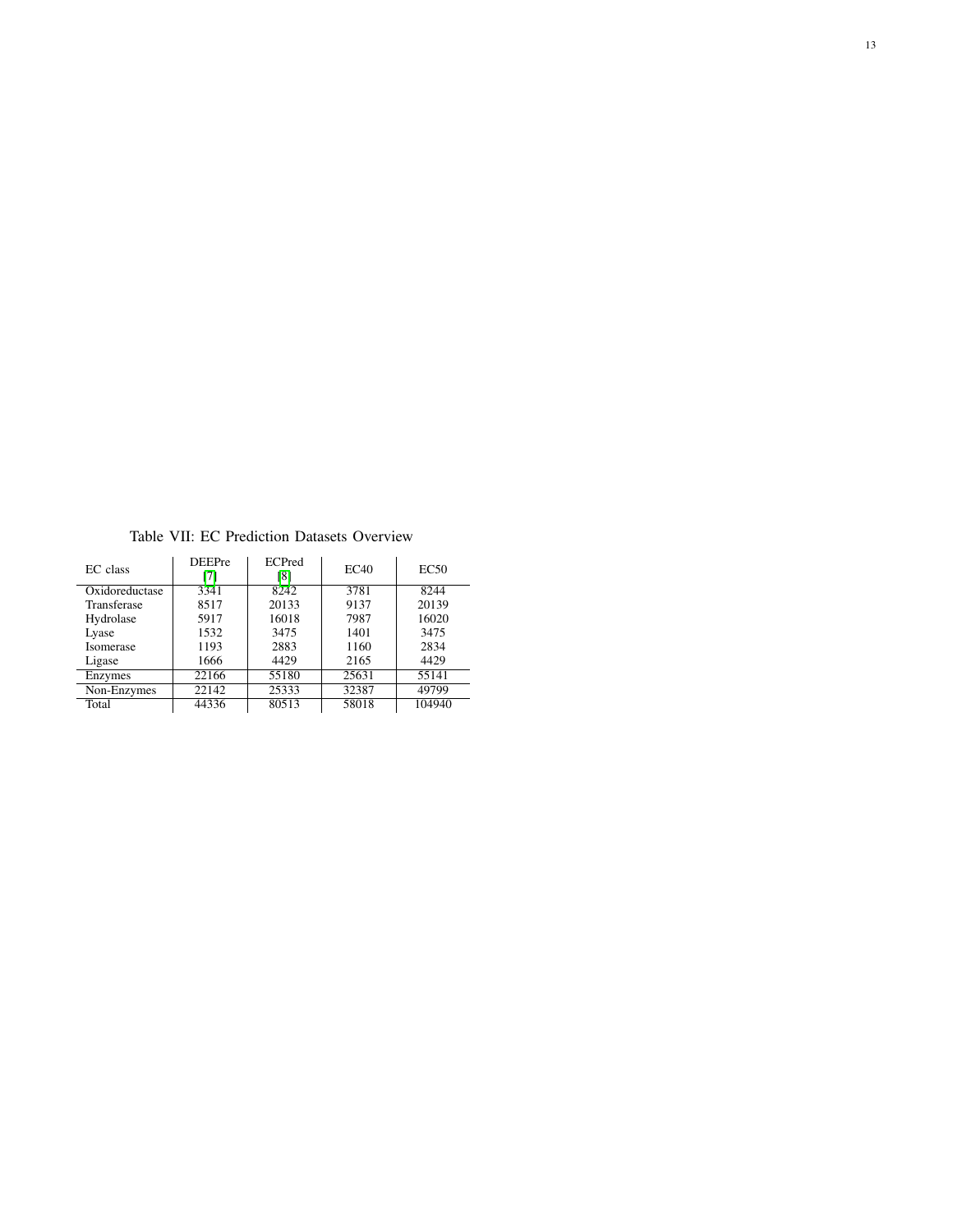Table VII: EC Prediction Datasets Overview

| EC class | DEEPre [7] | ECPred [8] | EC40 | EC50 |
|---|---|---|---|---|
| Oxidoreductase | 3341 | 8242 | 3781 | 8244 |
| Transferase | 8517 | 20133 | 9137 | 20139 |
| Hydrolase | 5917 | 16018 | 7987 | 16020 |
| Lyase | 1532 | 3475 | 1401 | 3475 |
| Isomerase | 1193 | 2883 | 1160 | 2834 |
| Ligase | 1666 | 4429 | 2165 | 4429 |
| Enzymes | 22166 | 55180 | 25631 | 55141 |
| Non-Enzymes | 22142 | 25333 | 32387 | 49799 |
| Total | 44336 | 80513 | 58018 | 104940 |